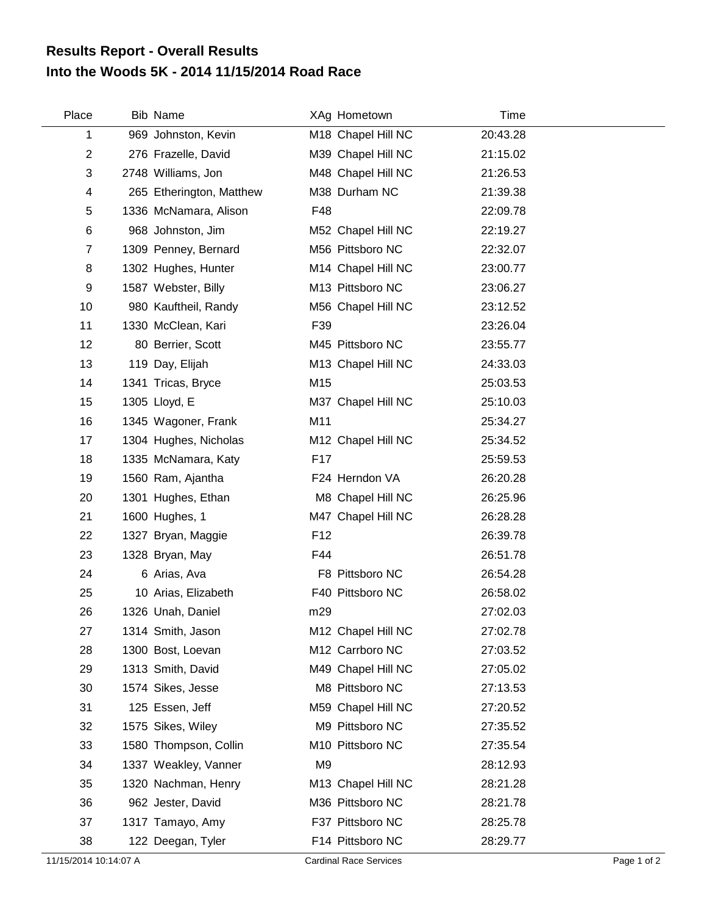# Results Report - Overall Results
## Into the Woods 5K - 2014 11/15/2014 Road Race

| Place | Bib | Name | XAg | Hometown | Time |
|---|---|---|---|---|---|
| 1 | 969 | Johnston, Kevin | M18 | Chapel Hill NC | 20:43.28 |
| 2 | 276 | Frazelle, David | M39 | Chapel Hill NC | 21:15.02 |
| 3 | 2748 | Williams, Jon | M48 | Chapel Hill NC | 21:26.53 |
| 4 | 265 | Etherington, Matthew | M38 | Durham NC | 21:39.38 |
| 5 | 1336 | McNamara, Alison | F48 | | 22:09.78 |
| 6 | 968 | Johnston, Jim | M52 | Chapel Hill NC | 22:19.27 |
| 7 | 1309 | Penney, Bernard | M56 | Pittsboro NC | 22:32.07 |
| 8 | 1302 | Hughes, Hunter | M14 | Chapel Hill NC | 23:00.77 |
| 9 | 1587 | Webster, Billy | M13 | Pittsboro NC | 23:06.27 |
| 10 | 980 | Kauftheil, Randy | M56 | Chapel Hill NC | 23:12.52 |
| 11 | 1330 | McClean, Kari | F39 | | 23:26.04 |
| 12 | 80 | Berrier, Scott | M45 | Pittsboro NC | 23:55.77 |
| 13 | 119 | Day, Elijah | M13 | Chapel Hill NC | 24:33.03 |
| 14 | 1341 | Tricas, Bryce | M15 | | 25:03.53 |
| 15 | 1305 | Lloyd, E | M37 | Chapel Hill NC | 25:10.03 |
| 16 | 1345 | Wagoner, Frank | M11 | | 25:34.27 |
| 17 | 1304 | Hughes, Nicholas | M12 | Chapel Hill NC | 25:34.52 |
| 18 | 1335 | McNamara, Katy | F17 | | 25:59.53 |
| 19 | 1560 | Ram, Ajantha | F24 | Herndon VA | 26:20.28 |
| 20 | 1301 | Hughes, Ethan | M8 | Chapel Hill NC | 26:25.96 |
| 21 | 1600 | Hughes, 1 | M47 | Chapel Hill NC | 26:28.28 |
| 22 | 1327 | Bryan, Maggie | F12 | | 26:39.78 |
| 23 | 1328 | Bryan, May | F44 | | 26:51.78 |
| 24 | 6 | Arias, Ava | F8 | Pittsboro NC | 26:54.28 |
| 25 | 10 | Arias, Elizabeth | F40 | Pittsboro NC | 26:58.02 |
| 26 | 1326 | Unah, Daniel | m29 | | 27:02.03 |
| 27 | 1314 | Smith, Jason | M12 | Chapel Hill NC | 27:02.78 |
| 28 | 1300 | Bost, Loevan | M12 | Carrboro NC | 27:03.52 |
| 29 | 1313 | Smith, David | M49 | Chapel Hill NC | 27:05.02 |
| 30 | 1574 | Sikes, Jesse | M8 | Pittsboro NC | 27:13.53 |
| 31 | 125 | Essen, Jeff | M59 | Chapel Hill NC | 27:20.52 |
| 32 | 1575 | Sikes, Wiley | M9 | Pittsboro NC | 27:35.52 |
| 33 | 1580 | Thompson, Collin | M10 | Pittsboro NC | 27:35.54 |
| 34 | 1337 | Weakley, Vanner | M9 | | 28:12.93 |
| 35 | 1320 | Nachman, Henry | M13 | Chapel Hill NC | 28:21.28 |
| 36 | 962 | Jester, David | M36 | Pittsboro NC | 28:21.78 |
| 37 | 1317 | Tamayo, Amy | F37 | Pittsboro NC | 28:25.78 |
| 38 | 122 | Deegan, Tyler | F14 | Pittsboro NC | 28:29.77 |

11/15/2014 10:14:07 A — Cardinal Race Services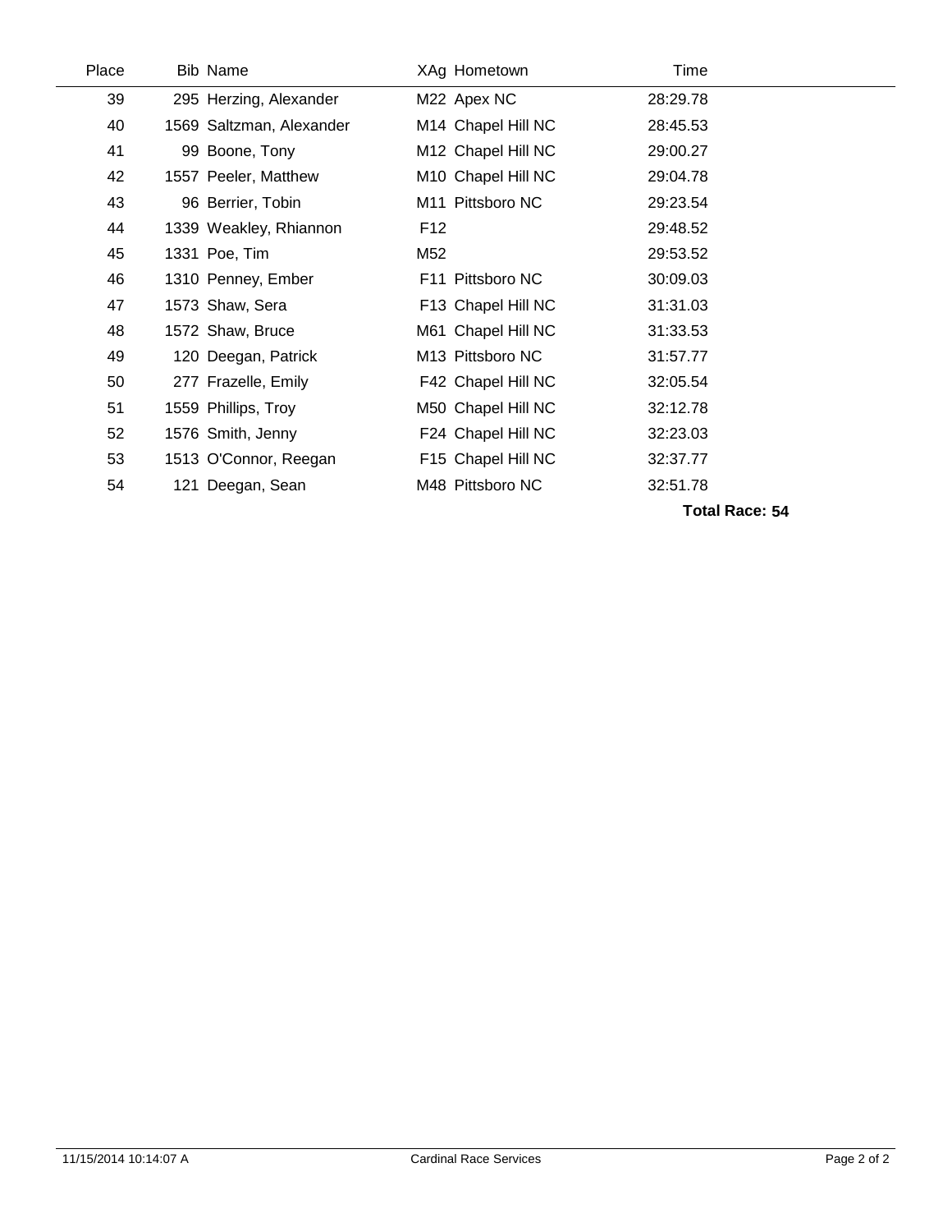| Place | Bib | Name | XAg | Hometown | Time |
|---|---|---|---|---|---|
| 39 | 295 | Herzing, Alexander | M22 | Apex NC | 28:29.78 |
| 40 | 1569 | Saltzman, Alexander | M14 | Chapel Hill NC | 28:45.53 |
| 41 | 99 | Boone, Tony | M12 | Chapel Hill NC | 29:00.27 |
| 42 | 1557 | Peeler, Matthew | M10 | Chapel Hill NC | 29:04.78 |
| 43 | 96 | Berrier, Tobin | M11 | Pittsboro NC | 29:23.54 |
| 44 | 1339 | Weakley, Rhiannon | F12 | | 29:48.52 |
| 45 | 1331 | Poe, Tim | M52 | | 29:53.52 |
| 46 | 1310 | Penney, Ember | F11 | Pittsboro NC | 30:09.03 |
| 47 | 1573 | Shaw, Sera | F13 | Chapel Hill NC | 31:31.03 |
| 48 | 1572 | Shaw, Bruce | M61 | Chapel Hill NC | 31:33.53 |
| 49 | 120 | Deegan, Patrick | M13 | Pittsboro NC | 31:57.77 |
| 50 | 277 | Frazelle, Emily | F42 | Chapel Hill NC | 32:05.54 |
| 51 | 1559 | Phillips, Troy | M50 | Chapel Hill NC | 32:12.78 |
| 52 | 1576 | Smith, Jenny | F24 | Chapel Hill NC | 32:23.03 |
| 53 | 1513 | O'Connor, Reegan | F15 | Chapel Hill NC | 32:37.77 |
| 54 | 121 | Deegan, Sean | M48 | Pittsboro NC | 32:51.78 |

**Total Race: 54**

11/15/2014 10:14:07 A Cardinal Race Services